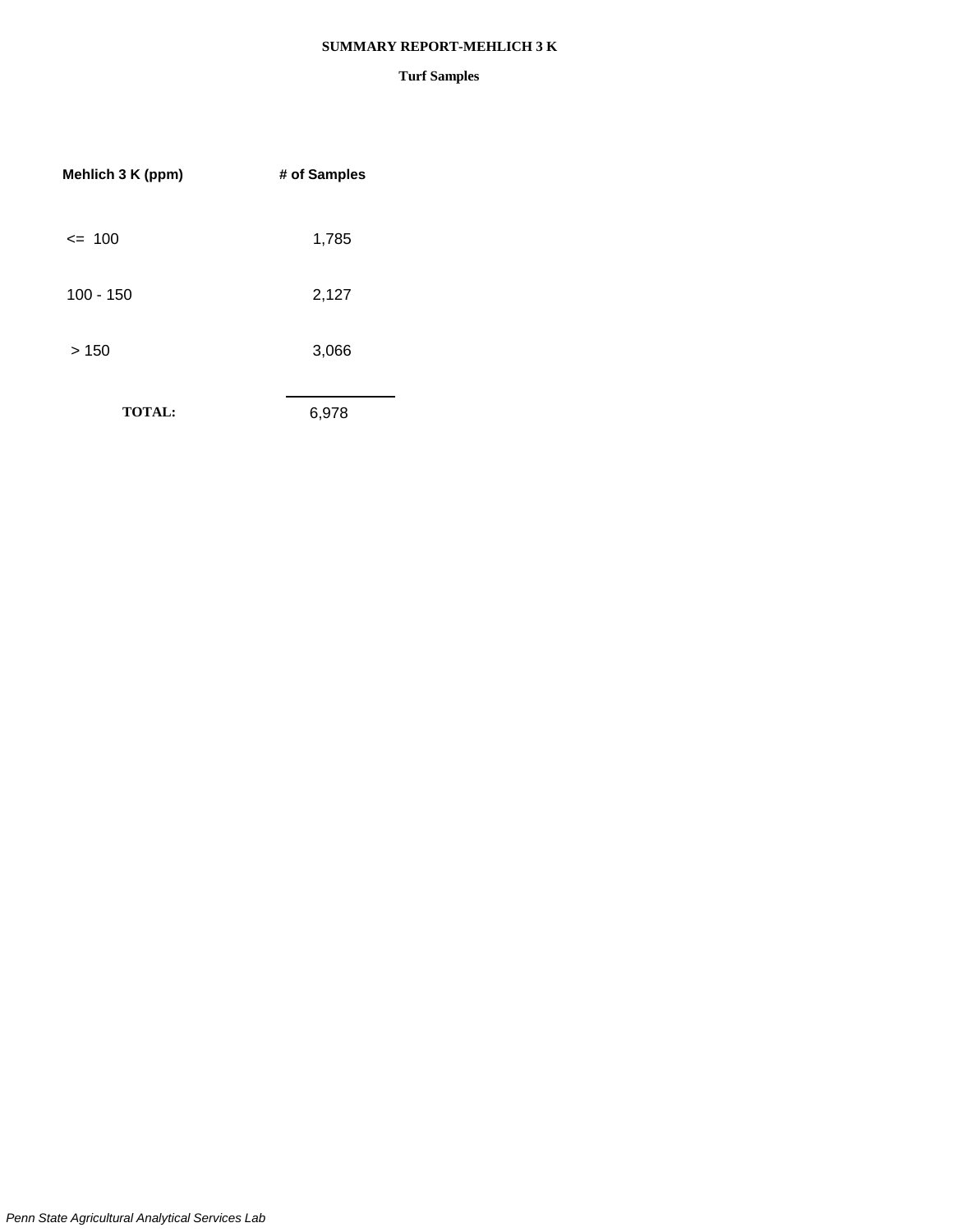# SUMMARY REPORT-MEHLICH 3 K

## Turf Samples

| Mehlich 3 K (ppm) | # of Samples |
|---|---|
| <= 100 | 1,785 |
| 100 - 150 | 2,127 |
| > 150 | 3,066 |
| **TOTAL:** | 6,978 |

*Penn State Agricultural Analytical Services Lab*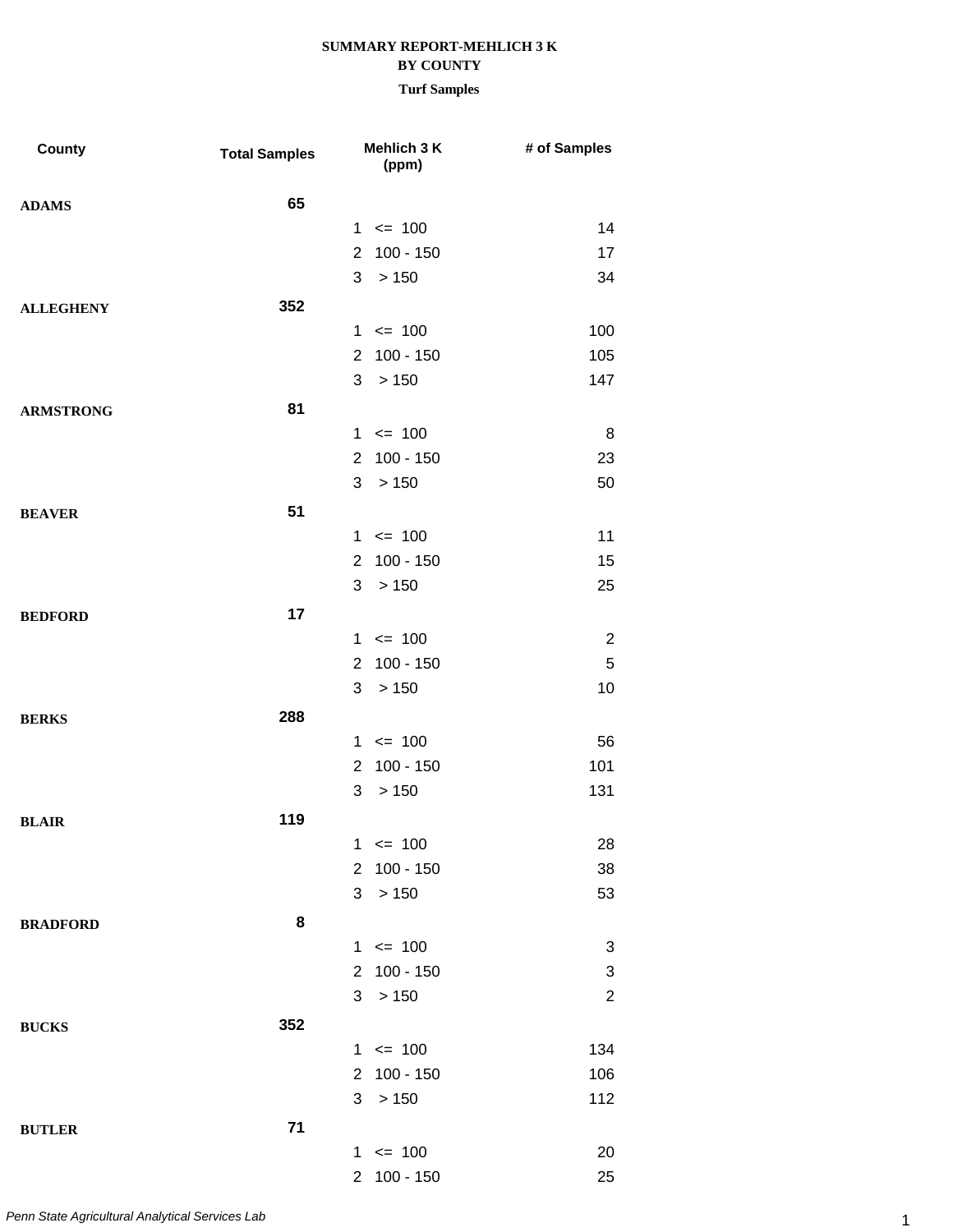**SUMMARY REPORT-MEHLICH 3 K**
**BY COUNTY**
**Turf Samples**

| County | Total Samples | Mehlich 3 K (ppm) | # of Samples |
|---|---|---|---|
| **ADAMS** | **65** | | |
| | | 1 <= 100 | 14 |
| | | 2 100 - 150 | 17 |
| | | 3 > 150 | 34 |
| **ALLEGHENY** | **352** | | |
| | | 1 <= 100 | 100 |
| | | 2 100 - 150 | 105 |
| | | 3 > 150 | 147 |
| **ARMSTRONG** | **81** | | |
| | | 1 <= 100 | 8 |
| | | 2 100 - 150 | 23 |
| | | 3 > 150 | 50 |
| **BEAVER** | **51** | | |
| | | 1 <= 100 | 11 |
| | | 2 100 - 150 | 15 |
| | | 3 > 150 | 25 |
| **BEDFORD** | **17** | | |
| | | 1 <= 100 | 2 |
| | | 2 100 - 150 | 5 |
| | | 3 > 150 | 10 |
| **BERKS** | **288** | | |
| | | 1 <= 100 | 56 |
| | | 2 100 - 150 | 101 |
| | | 3 > 150 | 131 |
| **BLAIR** | **119** | | |
| | | 1 <= 100 | 28 |
| | | 2 100 - 150 | 38 |
| | | 3 > 150 | 53 |
| **BRADFORD** | **8** | | |
| | | 1 <= 100 | 3 |
| | | 2 100 - 150 | 3 |
| | | 3 > 150 | 2 |
| **BUCKS** | **352** | | |
| | | 1 <= 100 | 134 |
| | | 2 100 - 150 | 106 |
| | | 3 > 150 | 112 |
| **BUTLER** | **71** | | |
| | | 1 <= 100 | 20 |
| | | 2 100 - 150 | 25 |

*Penn State Agricultural Analytical Services Lab*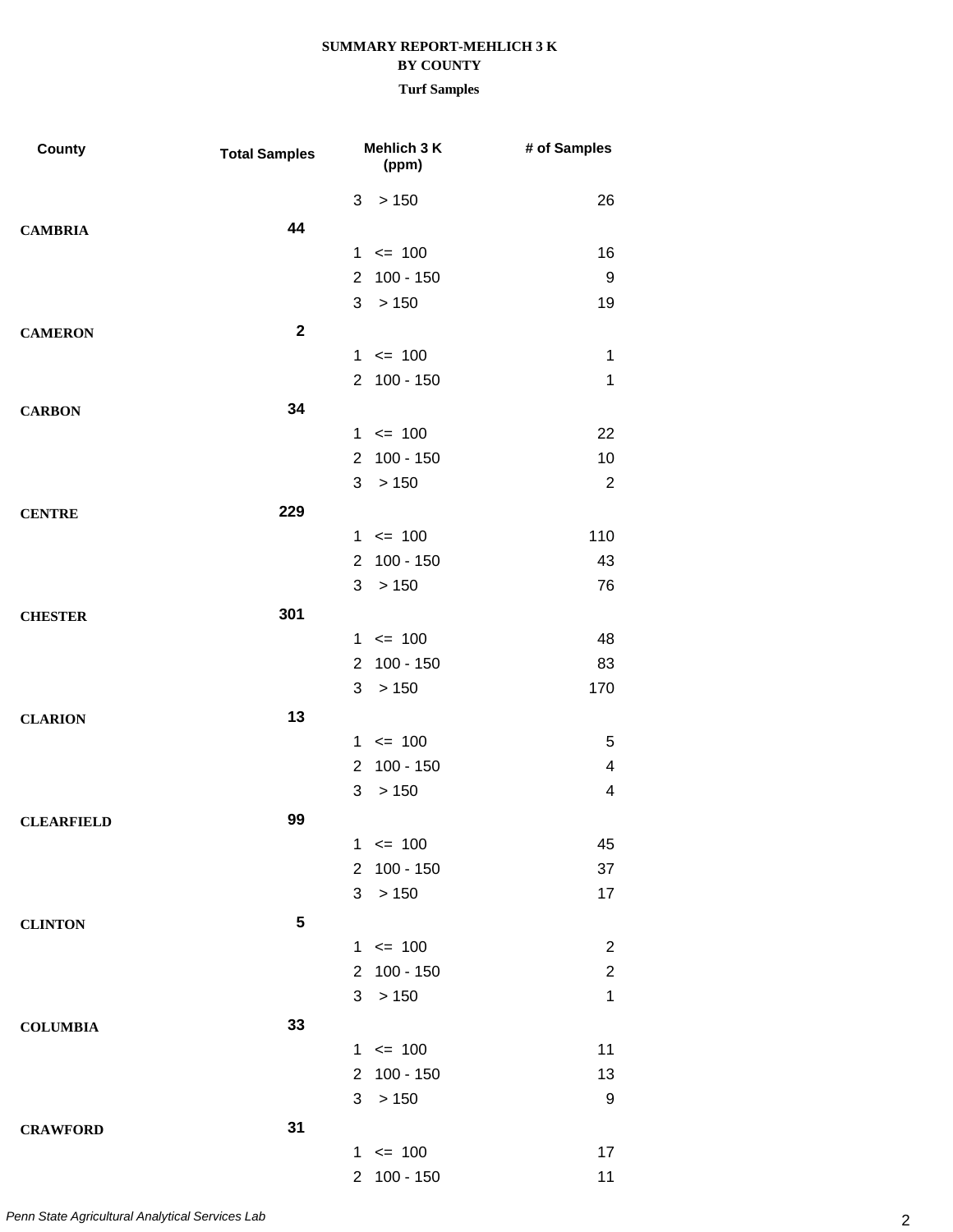**SUMMARY REPORT-MEHLICH 3 K**
**BY COUNTY**
**Turf Samples**

| County | Total Samples | Mehlich 3 K (ppm) | # of Samples |
|---|---|---|---|
| | | 3 > 150 | 26 |
| **CAMBRIA** | **44** | | |
| | | 1 <= 100 | 16 |
| | | 2 100 - 150 | 9 |
| | | 3 > 150 | 19 |
| **CAMERON** | **2** | | |
| | | 1 <= 100 | 1 |
| | | 2 100 - 150 | 1 |
| **CARBON** | **34** | | |
| | | 1 <= 100 | 22 |
| | | 2 100 - 150 | 10 |
| | | 3 > 150 | 2 |
| **CENTRE** | **229** | | |
| | | 1 <= 100 | 110 |
| | | 2 100 - 150 | 43 |
| | | 3 > 150 | 76 |
| **CHESTER** | **301** | | |
| | | 1 <= 100 | 48 |
| | | 2 100 - 150 | 83 |
| | | 3 > 150 | 170 |
| **CLARION** | **13** | | |
| | | 1 <= 100 | 5 |
| | | 2 100 - 150 | 4 |
| | | 3 > 150 | 4 |
| **CLEARFIELD** | **99** | | |
| | | 1 <= 100 | 45 |
| | | 2 100 - 150 | 37 |
| | | 3 > 150 | 17 |
| **CLINTON** | **5** | | |
| | | 1 <= 100 | 2 |
| | | 2 100 - 150 | 2 |
| | | 3 > 150 | 1 |
| **COLUMBIA** | **33** | | |
| | | 1 <= 100 | 11 |
| | | 2 100 - 150 | 13 |
| | | 3 > 150 | 9 |
| **CRAWFORD** | **31** | | |
| | | 1 <= 100 | 17 |
| | | 2 100 - 150 | 11 |

*Penn State Agricultural Analytical Services Lab*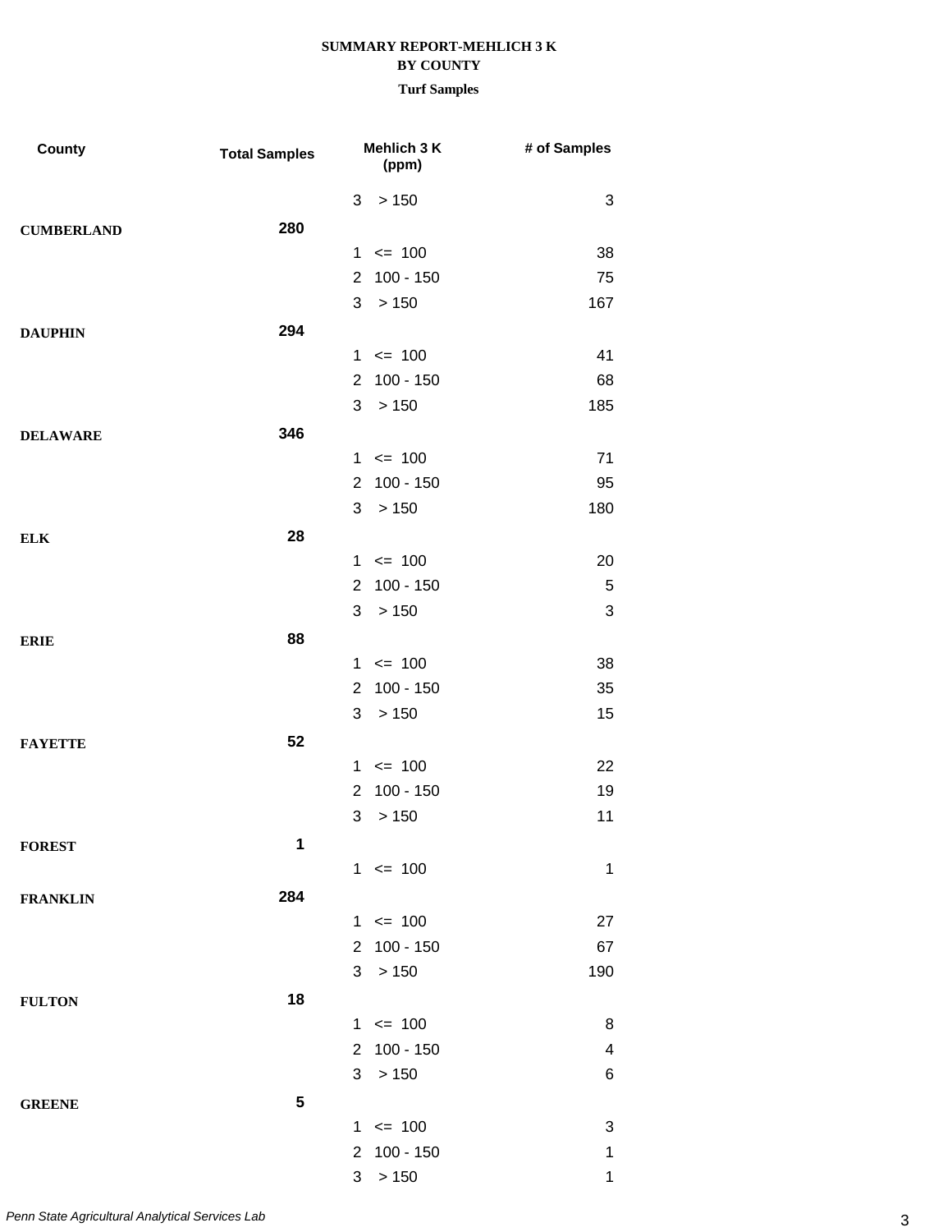**SUMMARY REPORT-MEHLICH 3 K**
**BY COUNTY**
**Turf Samples**

| County | Total Samples | Mehlich 3 K (ppm) | | # of Samples |
|---|---|---|---|---|
| | | 3 | > 150 | 3 |
| **CUMBERLAND** | **280** | | | |
| | | 1 | <= 100 | 38 |
| | | 2 | 100 - 150 | 75 |
| | | 3 | > 150 | 167 |
| **DAUPHIN** | **294** | | | |
| | | 1 | <= 100 | 41 |
| | | 2 | 100 - 150 | 68 |
| | | 3 | > 150 | 185 |
| **DELAWARE** | **346** | | | |
| | | 1 | <= 100 | 71 |
| | | 2 | 100 - 150 | 95 |
| | | 3 | > 150 | 180 |
| **ELK** | **28** | | | |
| | | 1 | <= 100 | 20 |
| | | 2 | 100 - 150 | 5 |
| | | 3 | > 150 | 3 |
| **ERIE** | **88** | | | |
| | | 1 | <= 100 | 38 |
| | | 2 | 100 - 150 | 35 |
| | | 3 | > 150 | 15 |
| **FAYETTE** | **52** | | | |
| | | 1 | <= 100 | 22 |
| | | 2 | 100 - 150 | 19 |
| | | 3 | > 150 | 11 |
| **FOREST** | **1** | | | |
| | | 1 | <= 100 | 1 |
| **FRANKLIN** | **284** | | | |
| | | 1 | <= 100 | 27 |
| | | 2 | 100 - 150 | 67 |
| | | 3 | > 150 | 190 |
| **FULTON** | **18** | | | |
| | | 1 | <= 100 | 8 |
| | | 2 | 100 - 150 | 4 |
| | | 3 | > 150 | 6 |
| **GREENE** | **5** | | | |
| | | 1 | <= 100 | 3 |
| | | 2 | 100 - 150 | 1 |
| | | 3 | > 150 | 1 |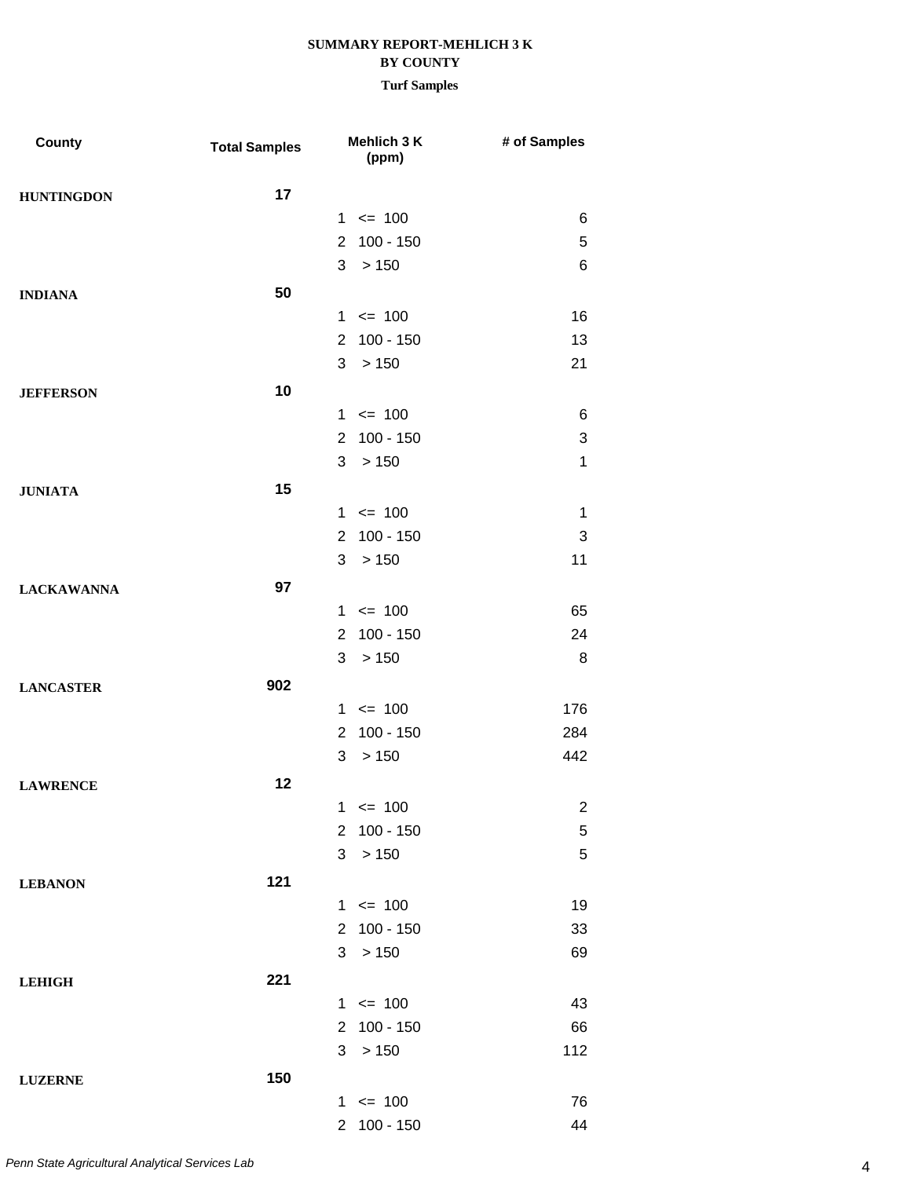# SUMMARY REPORT-MEHLICH 3 K
## BY COUNTY
### Turf Samples

| County | Total Samples | Mehlich 3 K (ppm) | # of Samples |
|---|---|---|---|
| HUNTINGDON | 17 | | |
| | | 1 <= 100 | 6 |
| | | 2 100 - 150 | 5 |
| | | 3 > 150 | 6 |
| INDIANA | 50 | | |
| | | 1 <= 100 | 16 |
| | | 2 100 - 150 | 13 |
| | | 3 > 150 | 21 |
| JEFFERSON | 10 | | |
| | | 1 <= 100 | 6 |
| | | 2 100 - 150 | 3 |
| | | 3 > 150 | 1 |
| JUNIATA | 15 | | |
| | | 1 <= 100 | 1 |
| | | 2 100 - 150 | 3 |
| | | 3 > 150 | 11 |
| LACKAWANNA | 97 | | |
| | | 1 <= 100 | 65 |
| | | 2 100 - 150 | 24 |
| | | 3 > 150 | 8 |
| LANCASTER | 902 | | |
| | | 1 <= 100 | 176 |
| | | 2 100 - 150 | 284 |
| | | 3 > 150 | 442 |
| LAWRENCE | 12 | | |
| | | 1 <= 100 | 2 |
| | | 2 100 - 150 | 5 |
| | | 3 > 150 | 5 |
| LEBANON | 121 | | |
| | | 1 <= 100 | 19 |
| | | 2 100 - 150 | 33 |
| | | 3 > 150 | 69 |
| LEHIGH | 221 | | |
| | | 1 <= 100 | 43 |
| | | 2 100 - 150 | 66 |
| | | 3 > 150 | 112 |
| LUZERNE | 150 | | |
| | | 1 <= 100 | 76 |
| | | 2 100 - 150 | 44 |

*Penn State Agricultural Analytical Services Lab*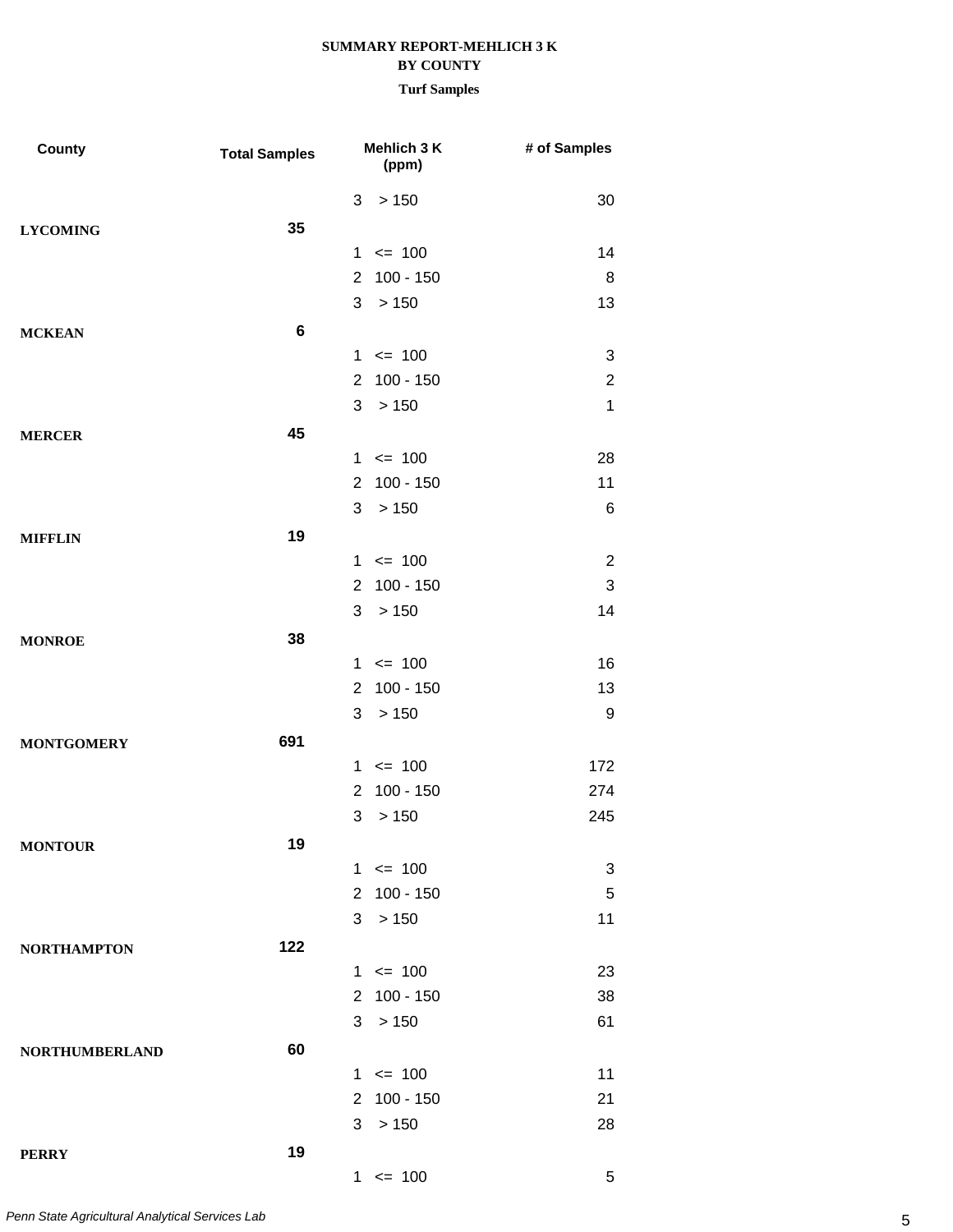**SUMMARY REPORT-MEHLICH 3 K**
**BY COUNTY**
**Turf Samples**

| County | Total Samples | Mehlich 3 K (ppm) | # of Samples |
|---|---|---|---|
| | | 3 > 150 | 30 |
| **LYCOMING** | **35** | | |
| | | 1 <= 100 | 14 |
| | | 2 100 - 150 | 8 |
| | | 3 > 150 | 13 |
| **MCKEAN** | **6** | | |
| | | 1 <= 100 | 3 |
| | | 2 100 - 150 | 2 |
| | | 3 > 150 | 1 |
| **MERCER** | **45** | | |
| | | 1 <= 100 | 28 |
| | | 2 100 - 150 | 11 |
| | | 3 > 150 | 6 |
| **MIFFLIN** | **19** | | |
| | | 1 <= 100 | 2 |
| | | 2 100 - 150 | 3 |
| | | 3 > 150 | 14 |
| **MONROE** | **38** | | |
| | | 1 <= 100 | 16 |
| | | 2 100 - 150 | 13 |
| | | 3 > 150 | 9 |
| **MONTGOMERY** | **691** | | |
| | | 1 <= 100 | 172 |
| | | 2 100 - 150 | 274 |
| | | 3 > 150 | 245 |
| **MONTOUR** | **19** | | |
| | | 1 <= 100 | 3 |
| | | 2 100 - 150 | 5 |
| | | 3 > 150 | 11 |
| **NORTHAMPTON** | **122** | | |
| | | 1 <= 100 | 23 |
| | | 2 100 - 150 | 38 |
| | | 3 > 150 | 61 |
| **NORTHUMBERLAND** | **60** | | |
| | | 1 <= 100 | 11 |
| | | 2 100 - 150 | 21 |
| | | 3 > 150 | 28 |
| **PERRY** | **19** | | |
| | | 1 <= 100 | 5 |

*Penn State Agricultural Analytical Services Lab*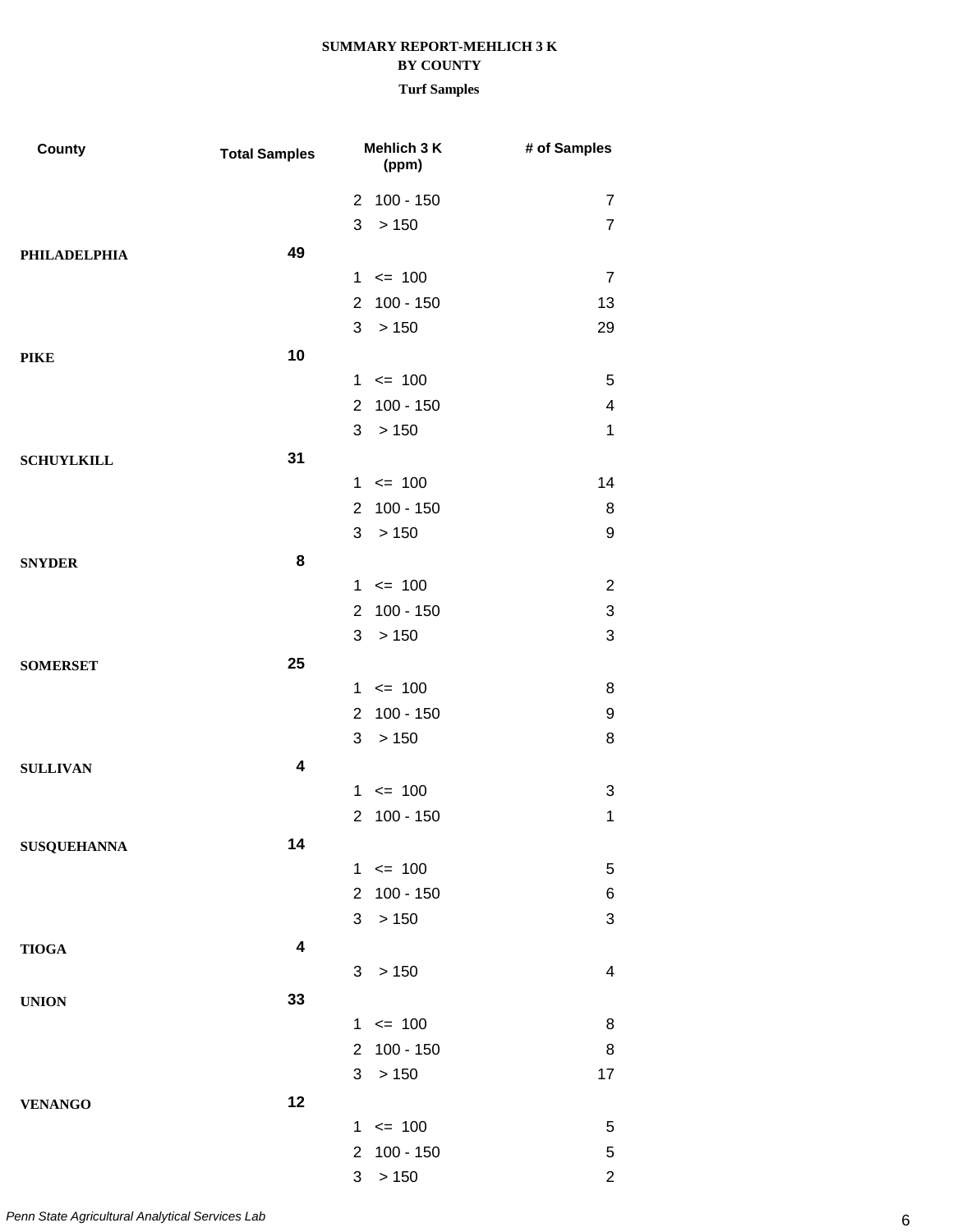**SUMMARY REPORT-MEHLICH 3 K**
**BY COUNTY**
**Turf Samples**

| County | Total Samples | Mehlich 3 K (ppm) | | # of Samples |
|---|---|---|---|---|
| | | 2 | 100 - 150 | 7 |
| | | 3 | > 150 | 7 |
| **PHILADELPHIA** | **49** | | | |
| | | 1 | <= 100 | 7 |
| | | 2 | 100 - 150 | 13 |
| | | 3 | > 150 | 29 |
| **PIKE** | **10** | | | |
| | | 1 | <= 100 | 5 |
| | | 2 | 100 - 150 | 4 |
| | | 3 | > 150 | 1 |
| **SCHUYLKILL** | **31** | | | |
| | | 1 | <= 100 | 14 |
| | | 2 | 100 - 150 | 8 |
| | | 3 | > 150 | 9 |
| **SNYDER** | **8** | | | |
| | | 1 | <= 100 | 2 |
| | | 2 | 100 - 150 | 3 |
| | | 3 | > 150 | 3 |
| **SOMERSET** | **25** | | | |
| | | 1 | <= 100 | 8 |
| | | 2 | 100 - 150 | 9 |
| | | 3 | > 150 | 8 |
| **SULLIVAN** | **4** | | | |
| | | 1 | <= 100 | 3 |
| | | 2 | 100 - 150 | 1 |
| **SUSQUEHANNA** | **14** | | | |
| | | 1 | <= 100 | 5 |
| | | 2 | 100 - 150 | 6 |
| | | 3 | > 150 | 3 |
| **TIOGA** | **4** | | | |
| | | 3 | > 150 | 4 |
| **UNION** | **33** | | | |
| | | 1 | <= 100 | 8 |
| | | 2 | 100 - 150 | 8 |
| | | 3 | > 150 | 17 |
| **VENANGO** | **12** | | | |
| | | 1 | <= 100 | 5 |
| | | 2 | 100 - 150 | 5 |
| | | 3 | > 150 | 2 |

*Penn State Agricultural Analytical Services Lab*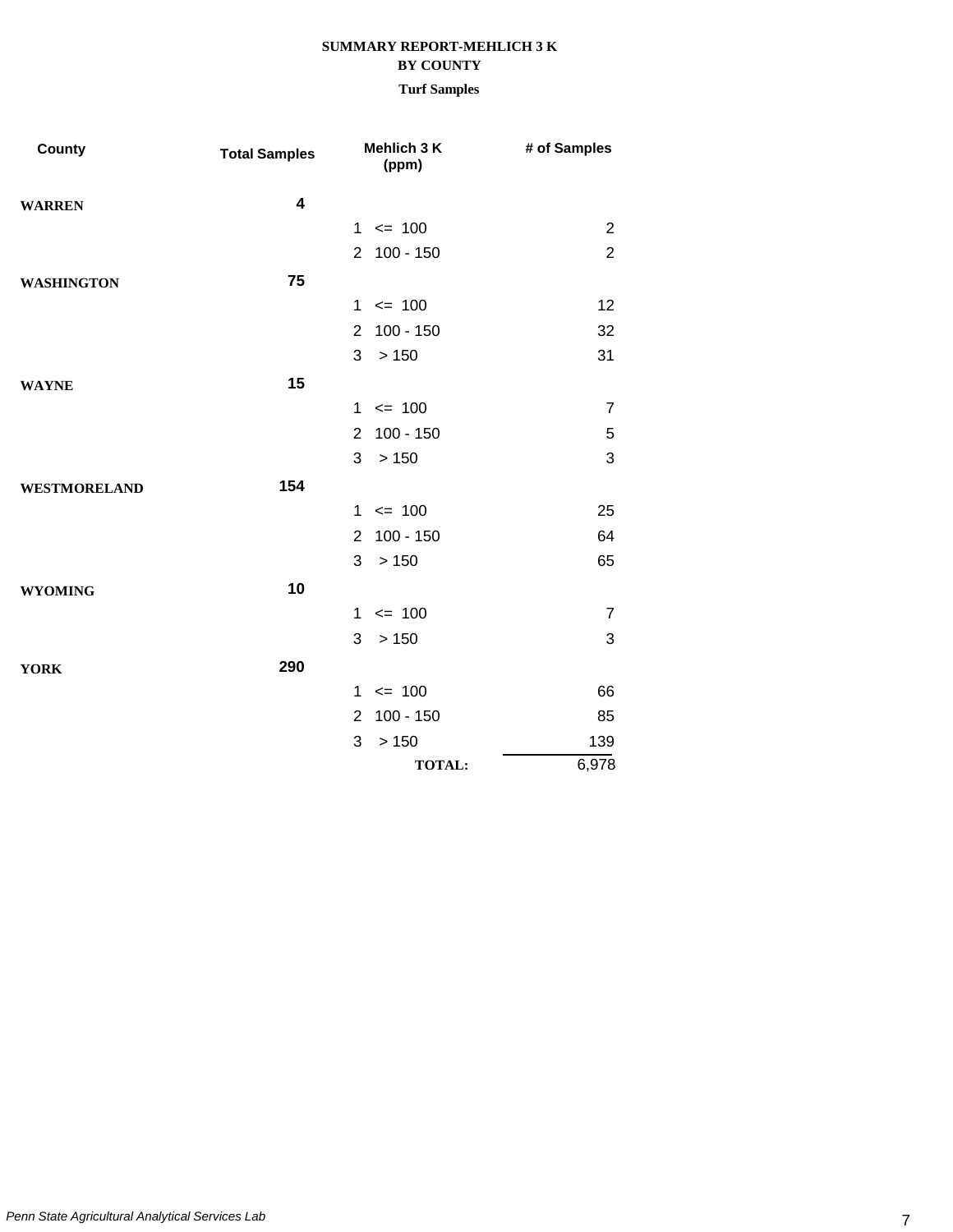**SUMMARY REPORT-MEHLICH 3 K**
**BY COUNTY**
**Turf Samples**

| County | Total Samples | Mehlich 3 K (ppm) | | # of Samples |
|---|---|---|---|---|
| **WARREN** | **4** | | | |
| | | 1 | <= 100 | 2 |
| | | 2 | 100 - 150 | 2 |
| **WASHINGTON** | **75** | | | |
| | | 1 | <= 100 | 12 |
| | | 2 | 100 - 150 | 32 |
| | | 3 | > 150 | 31 |
| **WAYNE** | **15** | | | |
| | | 1 | <= 100 | 7 |
| | | 2 | 100 - 150 | 5 |
| | | 3 | > 150 | 3 |
| **WESTMORELAND** | **154** | | | |
| | | 1 | <= 100 | 25 |
| | | 2 | 100 - 150 | 64 |
| | | 3 | > 150 | 65 |
| **WYOMING** | **10** | | | |
| | | 1 | <= 100 | 7 |
| | | 3 | > 150 | 3 |
| **YORK** | **290** | | | |
| | | 1 | <= 100 | 66 |
| | | 2 | 100 - 150 | 85 |
| | | 3 | > 150 | 139 |
| | | | **TOTAL:** | 6,978 |

*Penn State Agricultural Analytical Services Lab*